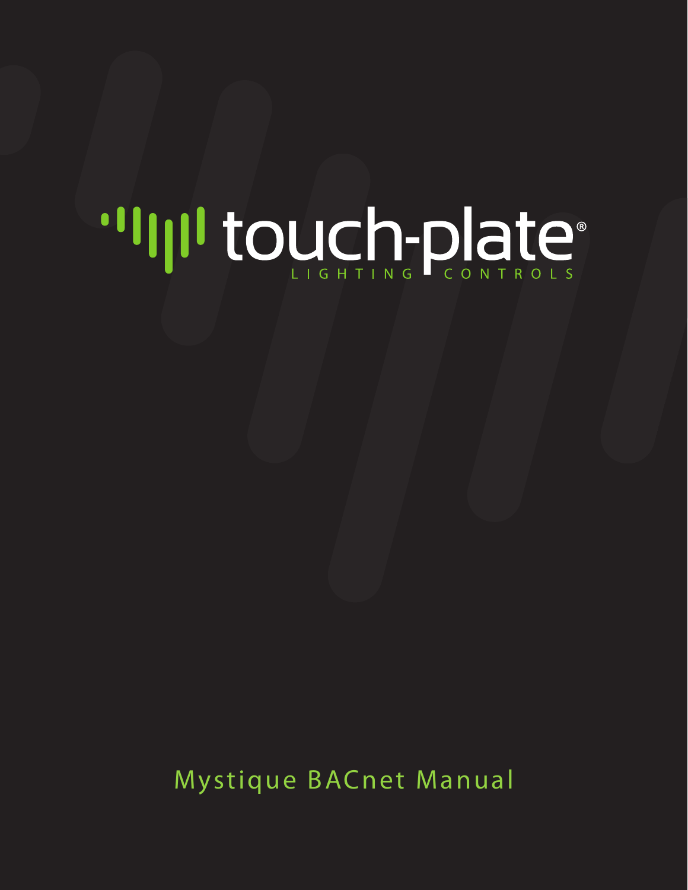touch-plate®

LIGHTING CONTROLS

# Mystique BACnet Manual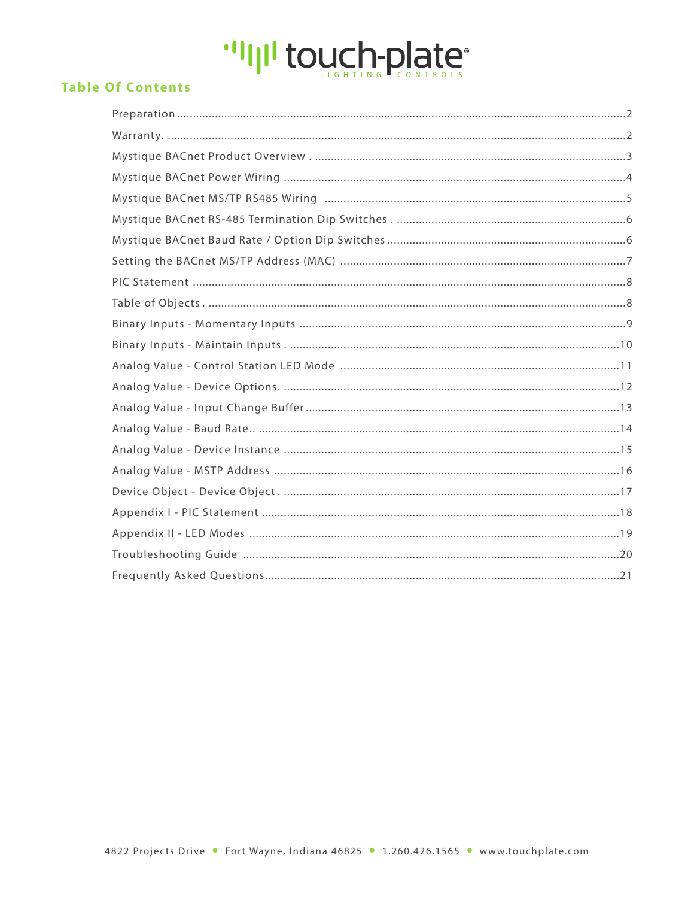## Table Of Contents

| | |
|---|---|
| Preparation | 2 |
| Warranty. | 2 |
| Mystique BACnet Product Overview . | 3 |
| Mystique BACnet Power Wiring | 4 |
| Mystique BACnet MS/TP RS485 Wiring | 5 |
| Mystique BACnet RS-485 Termination Dip Switches . | 6 |
| Mystique BACnet Baud Rate / Option Dip Switches | 6 |
| Setting the BACnet MS/TP Address (MAC) | 7 |
| PIC Statement | 8 |
| Table of Objects . | 8 |
| Binary Inputs - Momentary Inputs | 9 |
| Binary Inputs - Maintain Inputs . | 10 |
| Analog Value - Control Station LED Mode | 11 |
| Analog Value - Device Options. | 12 |
| Analog Value - Input Change Buffer | 13 |
| Analog Value - Baud Rate.. | 14 |
| Analog Value - Device Instance | 15 |
| Analog Value - MSTP Address | 16 |
| Device Object - Device Object . | 17 |
| Appendix I - PIC Statement | 18 |
| Appendix II - LED Modes | 19 |
| Troubleshooting Guide | 20 |
| Frequently Asked Questions | 21 |

4822 Projects Drive • Fort Wayne, Indiana 46825 • 1.260.426.1565 • www.touchplate.com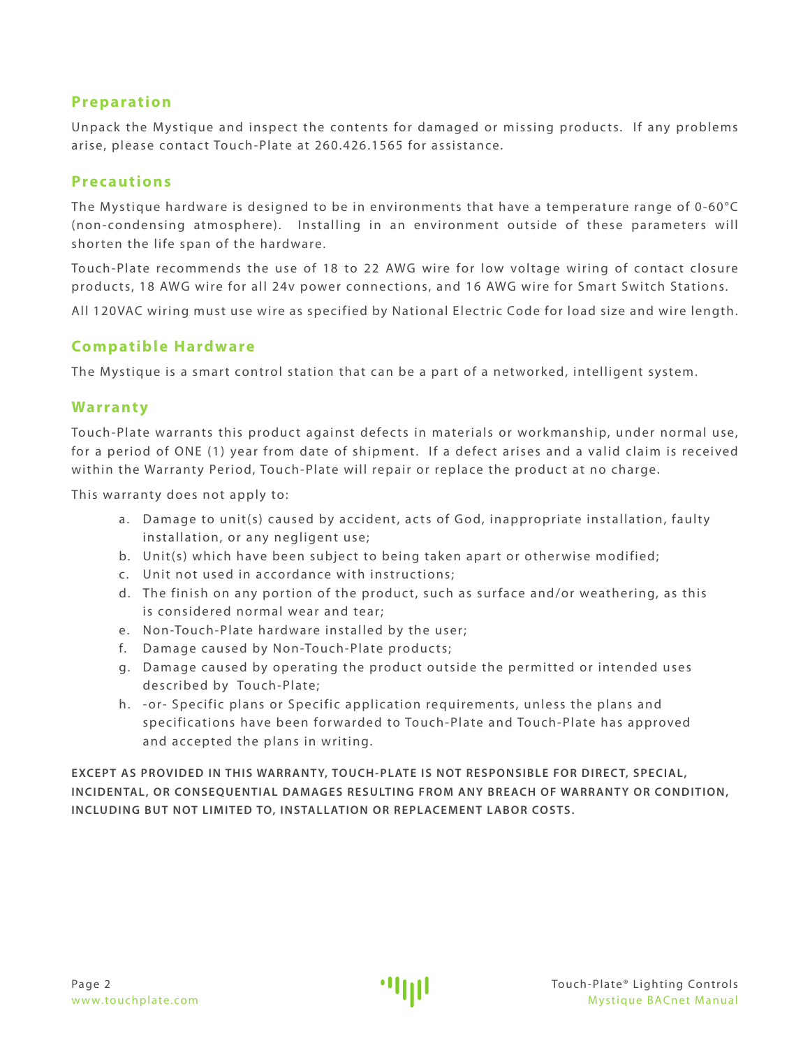## Preparation

Unpack the Mystique and inspect the contents for damaged or missing products. If any problems arise, please contact Touch-Plate at 260.426.1565 for assistance.

## Precautions

The Mystique hardware is designed to be in environments that have a temperature range of 0-60°C (non-condensing atmosphere). Installing in an environment outside of these parameters will shorten the life span of the hardware.

Touch-Plate recommends the use of 18 to 22 AWG wire for low voltage wiring of contact closure products, 18 AWG wire for all 24v power connections, and 16 AWG wire for Smart Switch Stations.

All 120VAC wiring must use wire as specified by National Electric Code for load size and wire length.

## Compatible Hardware

The Mystique is a smart control station that can be a part of a networked, intelligent system.

## Warranty

Touch-Plate warrants this product against defects in materials or workmanship, under normal use, for a period of ONE (1) year from date of shipment. If a defect arises and a valid claim is received within the Warranty Period, Touch-Plate will repair or replace the product at no charge.

This warranty does not apply to:

a. Damage to unit(s) caused by accident, acts of God, inappropriate installation, faulty installation, or any negligent use;
b. Unit(s) which have been subject to being taken apart or otherwise modified;
c. Unit not used in accordance with instructions;
d. The finish on any portion of the product, such as surface and/or weathering, as this is considered normal wear and tear;
e. Non-Touch-Plate hardware installed by the user;
f. Damage caused by Non-Touch-Plate products;
g. Damage caused by operating the product outside the permitted or intended uses described by Touch-Plate;
h. -or- Specific plans or Specific application requirements, unless the plans and specifications have been forwarded to Touch-Plate and Touch-Plate has approved and accepted the plans in writing.

**EXCEPT AS PROVIDED IN THIS WARRANTY, TOUCH-PLATE IS NOT RESPONSIBLE FOR DIRECT, SPECIAL, INCIDENTAL, OR CONSEQUENTIAL DAMAGES RESULTING FROM ANY BREACH OF WARRANTY OR CONDITION, INCLUDING BUT NOT LIMITED TO, INSTALLATION OR REPLACEMENT LABOR COSTS.**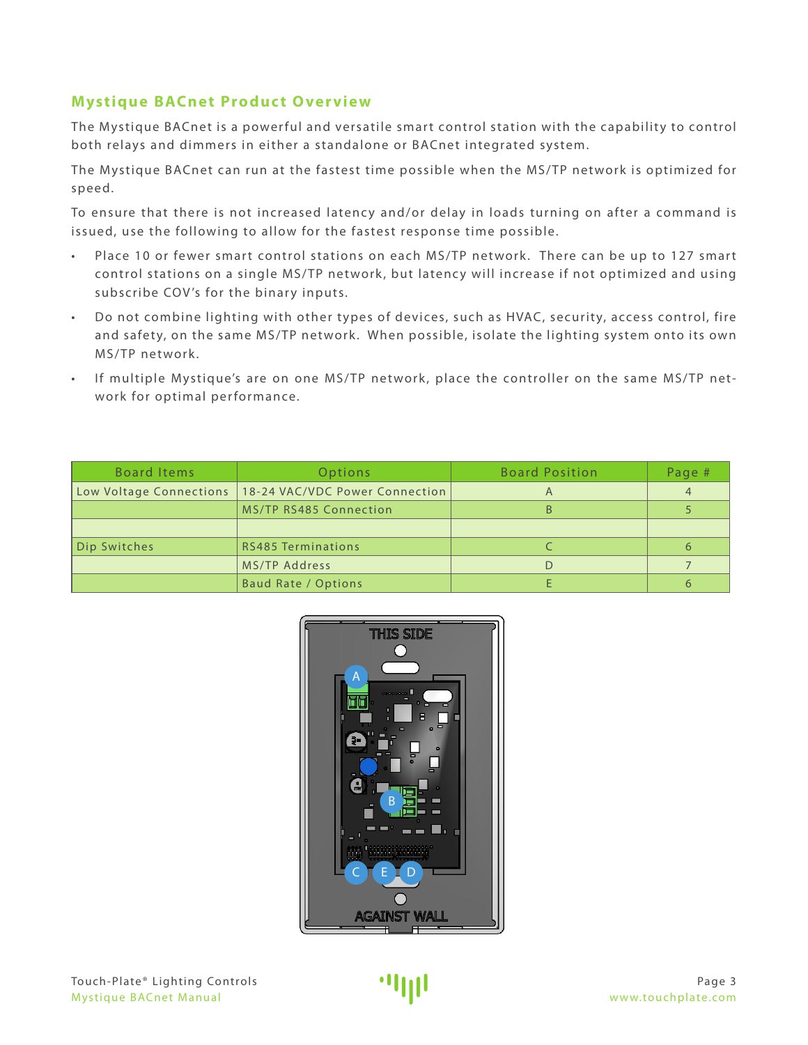## Mystique BACnet Product Overview

The Mystique BACnet is a powerful and versatile smart control station with the capability to control both relays and dimmers in either a standalone or BACnet integrated system.

The Mystique BACnet can run at the fastest time possible when the MS/TP network is optimized for speed.

To ensure that there is not increased latency and/or delay in loads turning on after a command is issued, use the following to allow for the fastest response time possible.

- Place 10 or fewer smart control stations on each MS/TP network. There can be up to 127 smart control stations on a single MS/TP network, but latency will increase if not optimized and using subscribe COV's for the binary inputs.
- Do not combine lighting with other types of devices, such as HVAC, security, access control, fire and safety, on the same MS/TP network. When possible, isolate the lighting system onto its own MS/TP network.
- If multiple Mystique's are on one MS/TP network, place the controller on the same MS/TP network for optimal performance.

| Board Items | Options | Board Position | Page # |
|---|---|---|---|
| Low Voltage Connections | 18-24 VAC/VDC Power Connection | A | 4 |
| | MS/TP RS485 Connection | B | 5 |
| | | | |
| Dip Switches | RS485 Terminations | C | 6 |
| | MS/TP Address | D | 7 |
| | Baud Rate / Options | E | 6 |

THIS SIDE

AGAINST WALL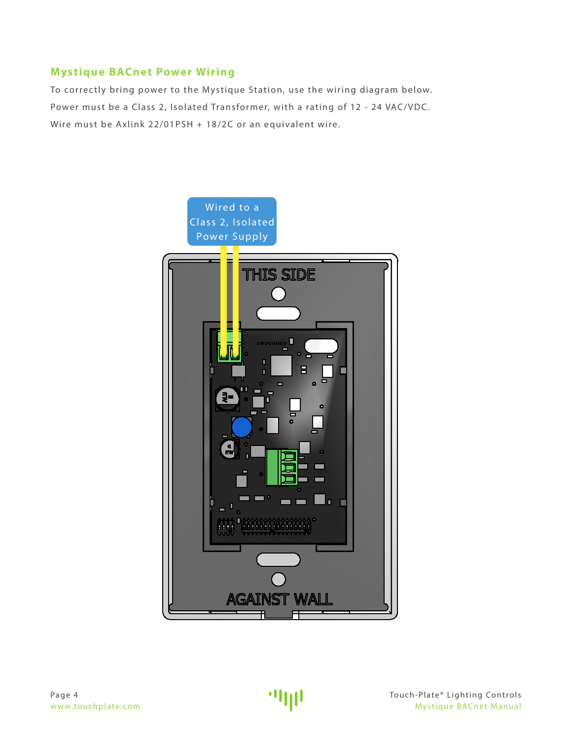## Mystique BACnet Power Wiring

To correctly bring power to the Mystique Station, use the wiring diagram below.

Power must be a Class 2, Isolated Transformer, with a rating of 12 - 24 VAC/VDC.

Wire must be Axlink 22/01PSH + 18/2C or an equivalent wire.

Wired to a Class 2, Isolated Power Supply

THIS SIDE

AGAINST WALL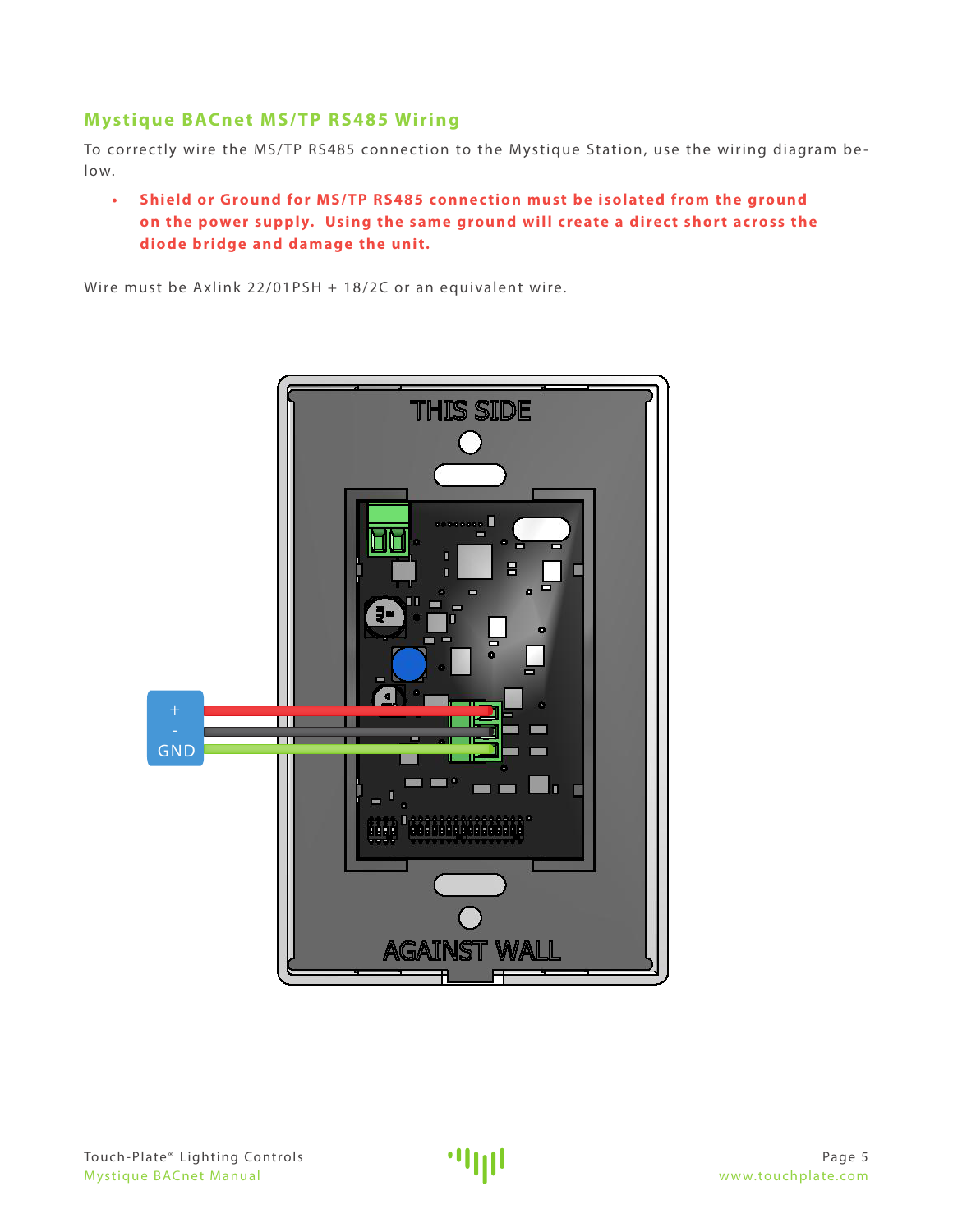## Mystique BACnet MS/TP RS485 Wiring

To correctly wire the MS/TP RS485 connection to the Mystique Station, use the wiring diagram below.

- **Shield or Ground for MS/TP RS485 connection must be isolated from the ground on the power supply. Using the same ground will create a direct short across the diode bridge and damage the unit.**

Wire must be Axlink 22/01PSH + 18/2C or an equivalent wire.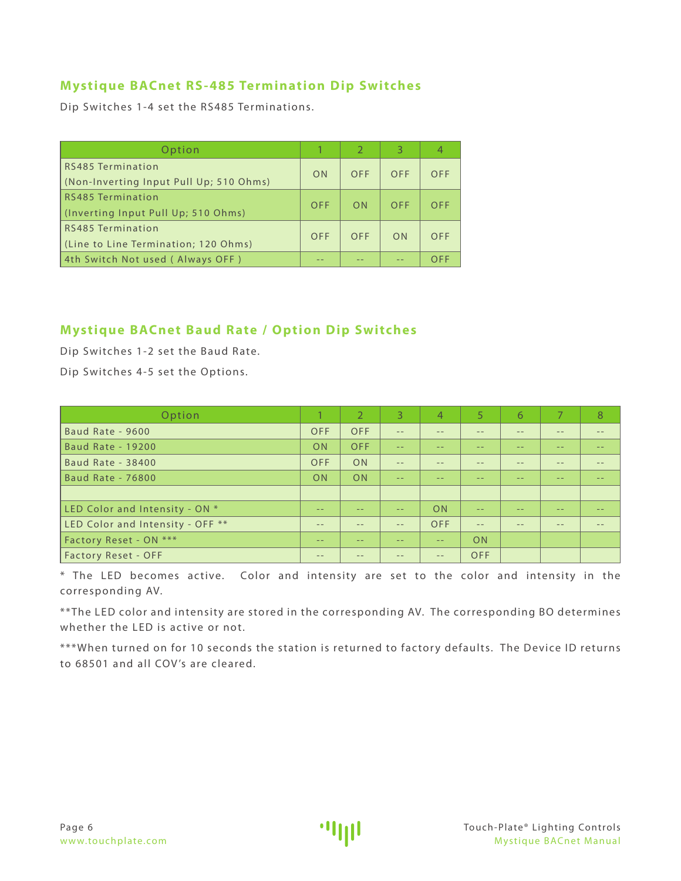## Mystique BACnet RS-485 Termination Dip Switches

Dip Switches 1-4 set the RS485 Terminations.

| Option | 1 | 2 | 3 | 4 |
|---|---|---|---|---|
| RS485 Termination (Non-Inverting Input Pull Up; 510 Ohms) | ON | OFF | OFF | OFF |
| RS485 Termination (Inverting Input Pull Up; 510 Ohms) | OFF | ON | OFF | OFF |
| RS485 Termination (Line to Line Termination; 120 Ohms) | OFF | OFF | ON | OFF |
| 4th Switch Not used ( Always OFF ) | -- | -- | -- | OFF |

## Mystique BACnet Baud Rate / Option Dip Switches

Dip Switches 1-2 set the Baud Rate.

Dip Switches 4-5 set the Options.

| Option | 1 | 2 | 3 | 4 | 5 | 6 | 7 | 8 |
|---|---|---|---|---|---|---|---|---|
| Baud Rate - 9600 | OFF | OFF | -- | -- | -- | -- | -- | -- |
| Baud Rate - 19200 | ON | OFF | -- | -- | -- | -- | -- | -- |
| Baud Rate - 38400 | OFF | ON | -- | -- | -- | -- | -- | -- |
| Baud Rate - 76800 | ON | ON | -- | -- | -- | -- | -- | -- |
| | | | | | | | | |
| LED Color and Intensity - ON * | -- | -- | -- | ON | -- | -- | -- | -- |
| LED Color and Intensity - OFF ** | -- | -- | -- | OFF | -- | -- | -- | -- |
| Factory Reset - ON *** | -- | -- | -- | -- | ON | | | |
| Factory Reset - OFF | -- | -- | -- | -- | OFF | | | |

* The LED becomes active. Color and intensity are set to the color and intensity in the corresponding AV.

**The LED color and intensity are stored in the corresponding AV. The corresponding BO determines whether the LED is active or not.

***When turned on for 10 seconds the station is returned to factory defaults. The Device ID returns to 68501 and all COV's are cleared.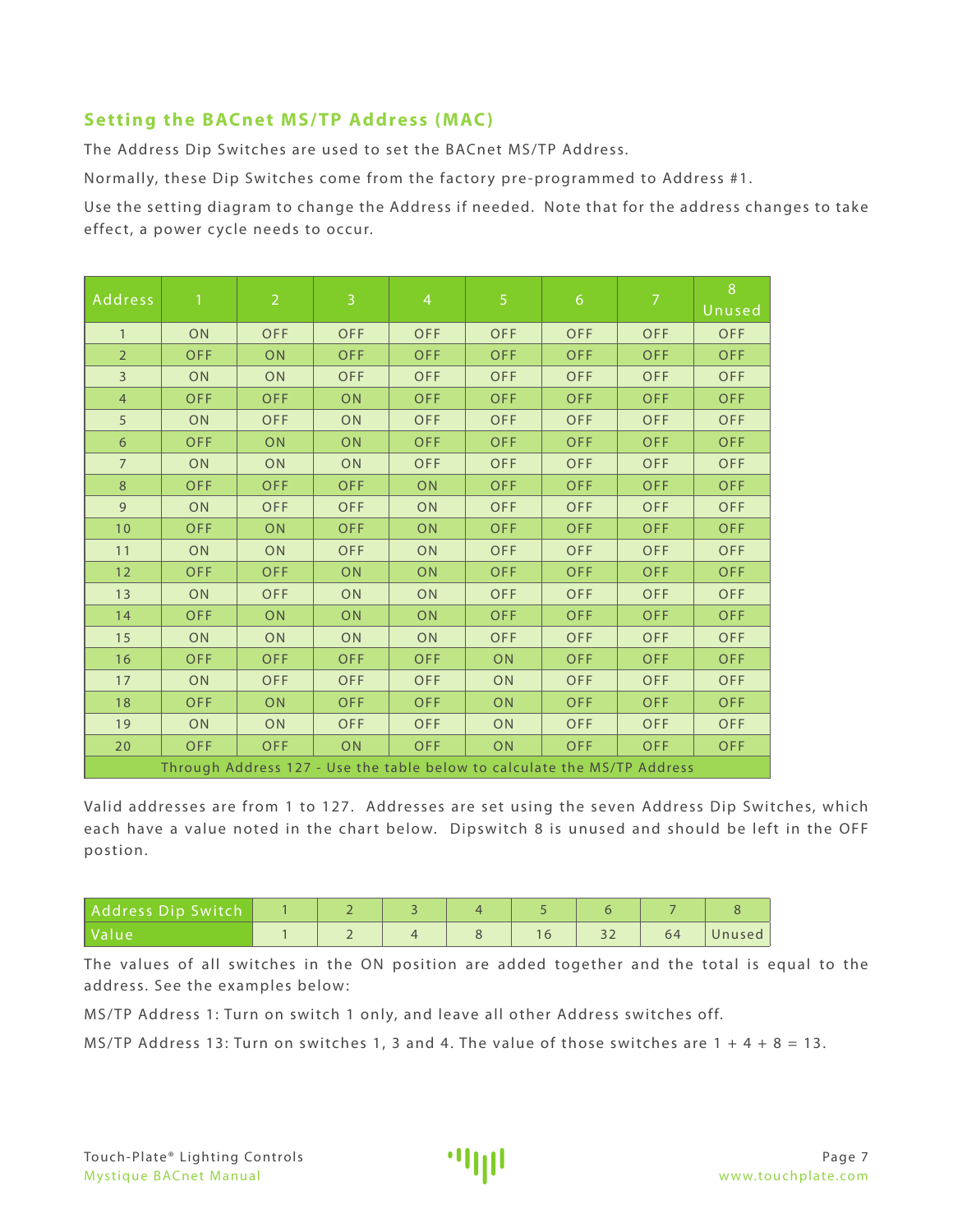## Setting the BACnet MS/TP Address (MAC)

The Address Dip Switches are used to set the BACnet MS/TP Address.

Normally, these Dip Switches come from the factory pre-programmed to Address #1.

Use the setting diagram to change the Address if needed. Note that for the address changes to take effect, a power cycle needs to occur.

| Address | 1 | 2 | 3 | 4 | 5 | 6 | 7 | 8 Unused |
|---|---|---|---|---|---|---|---|---|
| 1 | ON | OFF | OFF | OFF | OFF | OFF | OFF | OFF |
| 2 | OFF | ON | OFF | OFF | OFF | OFF | OFF | OFF |
| 3 | ON | ON | OFF | OFF | OFF | OFF | OFF | OFF |
| 4 | OFF | OFF | ON | OFF | OFF | OFF | OFF | OFF |
| 5 | ON | OFF | ON | OFF | OFF | OFF | OFF | OFF |
| 6 | OFF | ON | ON | OFF | OFF | OFF | OFF | OFF |
| 7 | ON | ON | ON | OFF | OFF | OFF | OFF | OFF |
| 8 | OFF | OFF | OFF | ON | OFF | OFF | OFF | OFF |
| 9 | ON | OFF | OFF | ON | OFF | OFF | OFF | OFF |
| 10 | OFF | ON | OFF | ON | OFF | OFF | OFF | OFF |
| 11 | ON | ON | OFF | ON | OFF | OFF | OFF | OFF |
| 12 | OFF | OFF | ON | ON | OFF | OFF | OFF | OFF |
| 13 | ON | OFF | ON | ON | OFF | OFF | OFF | OFF |
| 14 | OFF | ON | ON | ON | OFF | OFF | OFF | OFF |
| 15 | ON | ON | ON | ON | OFF | OFF | OFF | OFF |
| 16 | OFF | OFF | OFF | OFF | ON | OFF | OFF | OFF |
| 17 | ON | OFF | OFF | OFF | ON | OFF | OFF | OFF |
| 18 | OFF | ON | OFF | OFF | ON | OFF | OFF | OFF |
| 19 | ON | ON | OFF | OFF | ON | OFF | OFF | OFF |
| 20 | OFF | OFF | ON | OFF | ON | OFF | OFF | OFF |
| Through Address 127 - Use the table below to calculate the MS/TP Address | | | | | | | | |

Valid addresses are from 1 to 127. Addresses are set using the seven Address Dip Switches, which each have a value noted in the chart below. Dipswitch 8 is unused and should be left in the OFF postion.

| Address Dip Switch | 1 | 2 | 3 | 4 | 5 | 6 | 7 | 8 |
|---|---|---|---|---|---|---|---|---|
| Value | 1 | 2 | 4 | 8 | 16 | 32 | 64 | Unused |

The values of all switches in the ON position are added together and the total is equal to the address. See the examples below:

MS/TP Address 1: Turn on switch 1 only, and leave all other Address switches off.

MS/TP Address 13: Turn on switches 1, 3 and 4. The value of those switches are 1 + 4 + 8 = 13.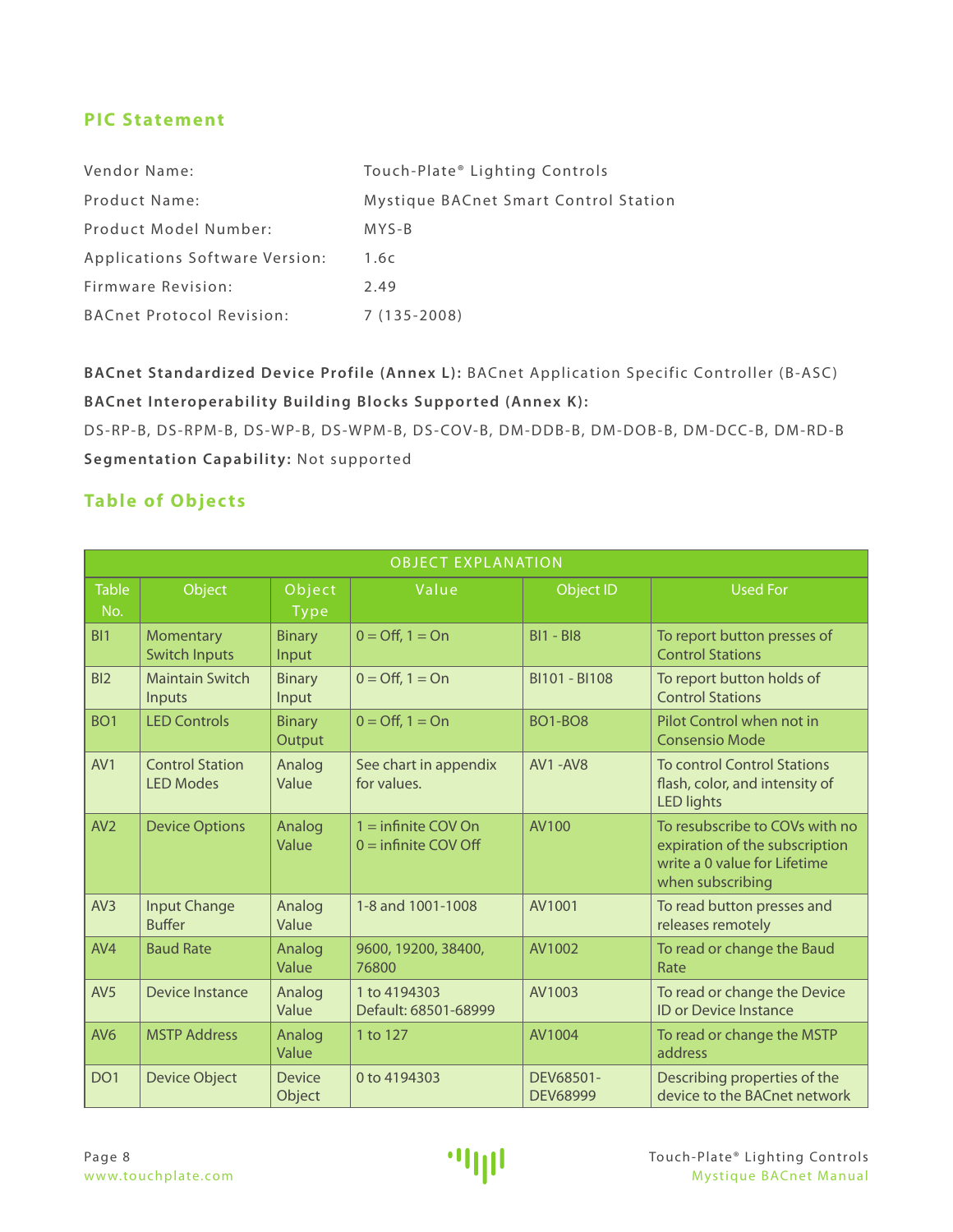## PIC Statement

| | |
|---|---|
| Vendor Name: | Touch-Plate® Lighting Controls |
| Product Name: | Mystique BACnet Smart Control Station |
| Product Model Number: | MYS-B |
| Applications Software Version: | 1.6c |
| Firmware Revision: | 2.49 |
| BACnet Protocol Revision: | 7 (135-2008) |

**BACnet Standardized Device Profile (Annex L):** BACnet Application Specific Controller (B-ASC)

**BACnet Interoperability Building Blocks Supported (Annex K):**

DS-RP-B, DS-RPM-B, DS-WP-B, DS-WPM-B, DS-COV-B, DM-DDB-B, DM-DOB-B, DM-DCC-B, DM-RD-B

**Segmentation Capability:** Not supported

## Table of Objects

| OBJECT EXPLANATION | | | | | |
|---|---|---|---|---|---|
| Table No. | Object | Object Type | Value | Object ID | Used For |
| BI1 | Momentary Switch Inputs | Binary Input | 0 = Off, 1 = On | BI1 - BI8 | To report button presses of Control Stations |
| BI2 | Maintain Switch Inputs | Binary Input | 0 = Off, 1 = On | BI101 - BI108 | To report button holds of Control Stations |
| BO1 | LED Controls | Binary Output | 0 = Off, 1 = On | BO1-BO8 | Pilot Control when not in Consensio Mode |
| AV1 | Control Station LED Modes | Analog Value | See chart in appendix for values. | AV1 -AV8 | To control Control Stations flash, color, and intensity of LED lights |
| AV2 | Device Options | Analog Value | 1 = infinite COV On<br>0 = infinite COV Off | AV100 | To resubscribe to COVs with no expiration of the subscription write a 0 value for Lifetime when subscribing |
| AV3 | Input Change Buffer | Analog Value | 1-8 and 1001-1008 | AV1001 | To read button presses and releases remotely |
| AV4 | Baud Rate | Analog Value | 9600, 19200, 38400, 76800 | AV1002 | To read or change the Baud Rate |
| AV5 | Device Instance | Analog Value | 1 to 4194303<br>Default: 68501-68999 | AV1003 | To read or change the Device ID or Device Instance |
| AV6 | MSTP Address | Analog Value | 1 to 127 | AV1004 | To read or change the MSTP address |
| DO1 | Device Object | Device Object | 0 to 4194303 | DEV68501-DEV68999 | Describing properties of the device to the BACnet network |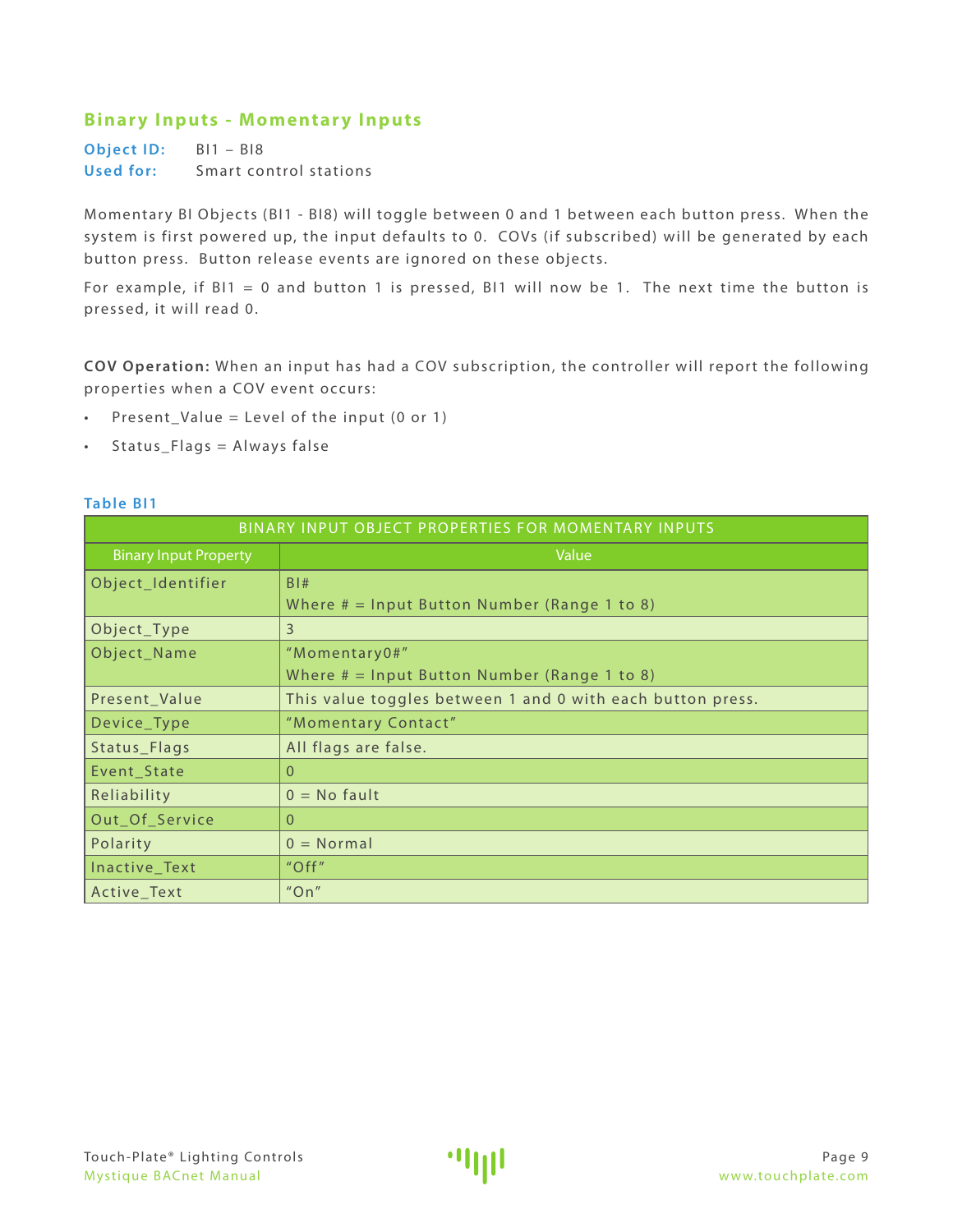## Binary Inputs - Momentary Inputs

**Object ID:** BI1 – BI8
**Used for:** Smart control stations

Momentary BI Objects (BI1 - BI8) will toggle between 0 and 1 between each button press. When the system is first powered up, the input defaults to 0. COVs (if subscribed) will be generated by each button press. Button release events are ignored on these objects.

For example, if BI1 = 0 and button 1 is pressed, BI1 will now be 1. The next time the button is pressed, it will read 0.

**COV Operation:** When an input has had a COV subscription, the controller will report the following properties when a COV event occurs:

- Present_Value = Level of the input (0 or 1)
- Status_Flags = Always false

**Table BI1**

| BINARY INPUT OBJECT PROPERTIES FOR MOMENTARY INPUTS | |
|---|---|
| Binary Input Property | Value |
| Object_Identifier | BI#<br>Where # = Input Button Number (Range 1 to 8) |
| Object_Type | 3 |
| Object_Name | "Momentary0#"<br>Where # = Input Button Number (Range 1 to 8) |
| Present_Value | This value toggles between 1 and 0 with each button press. |
| Device_Type | "Momentary Contact" |
| Status_Flags | All flags are false. |
| Event_State | 0 |
| Reliability | 0 = No fault |
| Out_Of_Service | 0 |
| Polarity | 0 = Normal |
| Inactive_Text | "Off" |
| Active_Text | "On" |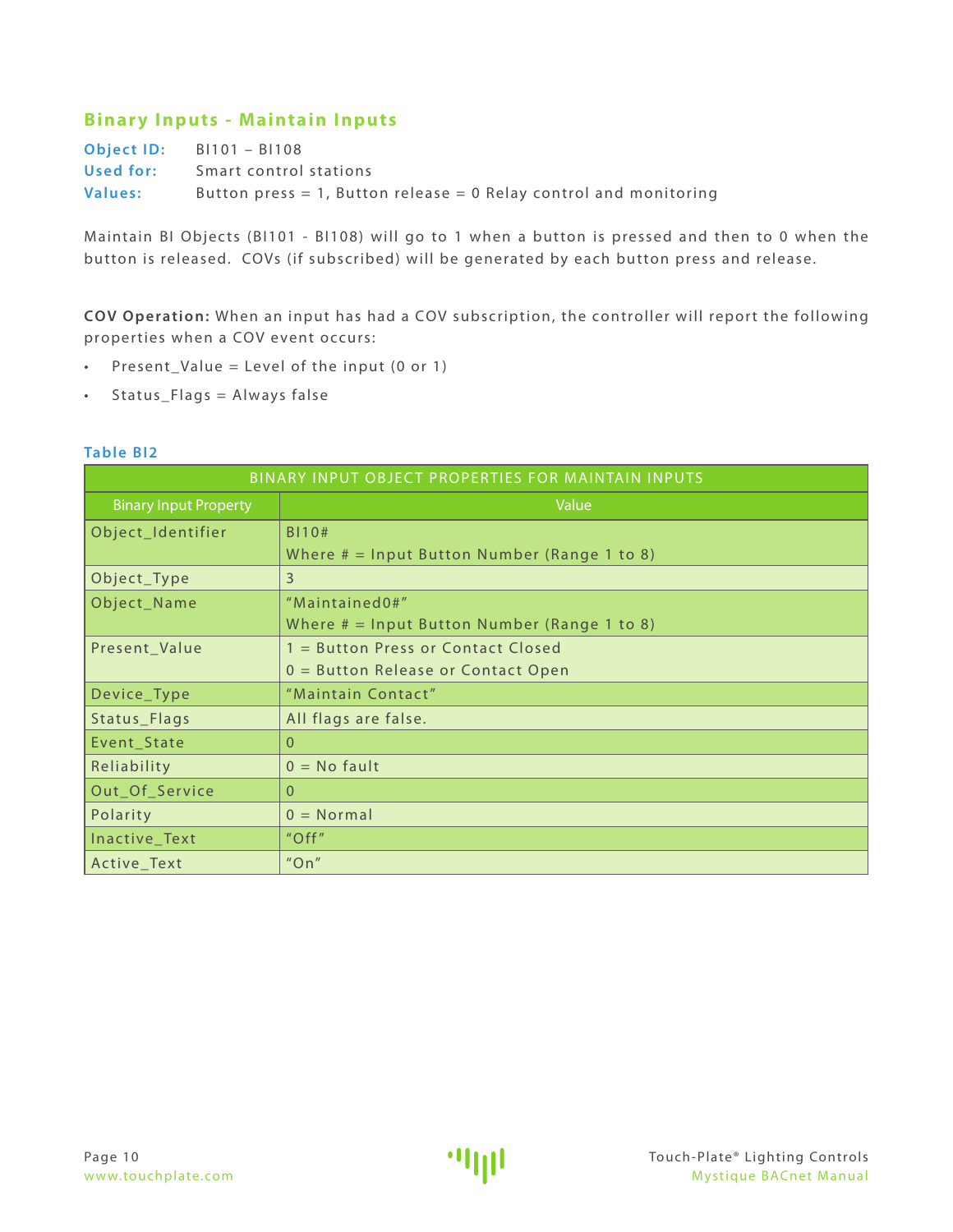## Binary Inputs - Maintain Inputs

**Object ID:** BI101 – BI108
**Used for:** Smart control stations
**Values:** Button press = 1, Button release = 0 Relay control and monitoring

Maintain BI Objects (BI101 - BI108) will go to 1 when a button is pressed and then to 0 when the button is released. COVs (if subscribed) will be generated by each button press and release.

**COV Operation:** When an input has had a COV subscription, the controller will report the following properties when a COV event occurs:

- Present_Value = Level of the input (0 or 1)
- Status_Flags = Always false

**Table BI2**

| BINARY INPUT OBJECT PROPERTIES FOR MAINTAIN INPUTS | |
|---|---|
| **Binary Input Property** | **Value** |
| Object_Identifier | BI10#<br>Where # = Input Button Number (Range 1 to 8) |
| Object_Type | 3 |
| Object_Name | "Maintained0#"<br>Where # = Input Button Number (Range 1 to 8) |
| Present_Value | 1 = Button Press or Contact Closed<br>0 = Button Release or Contact Open |
| Device_Type | "Maintain Contact" |
| Status_Flags | All flags are false. |
| Event_State | 0 |
| Reliability | 0 = No fault |
| Out_Of_Service | 0 |
| Polarity | 0 = Normal |
| Inactive_Text | "Off" |
| Active_Text | "On" |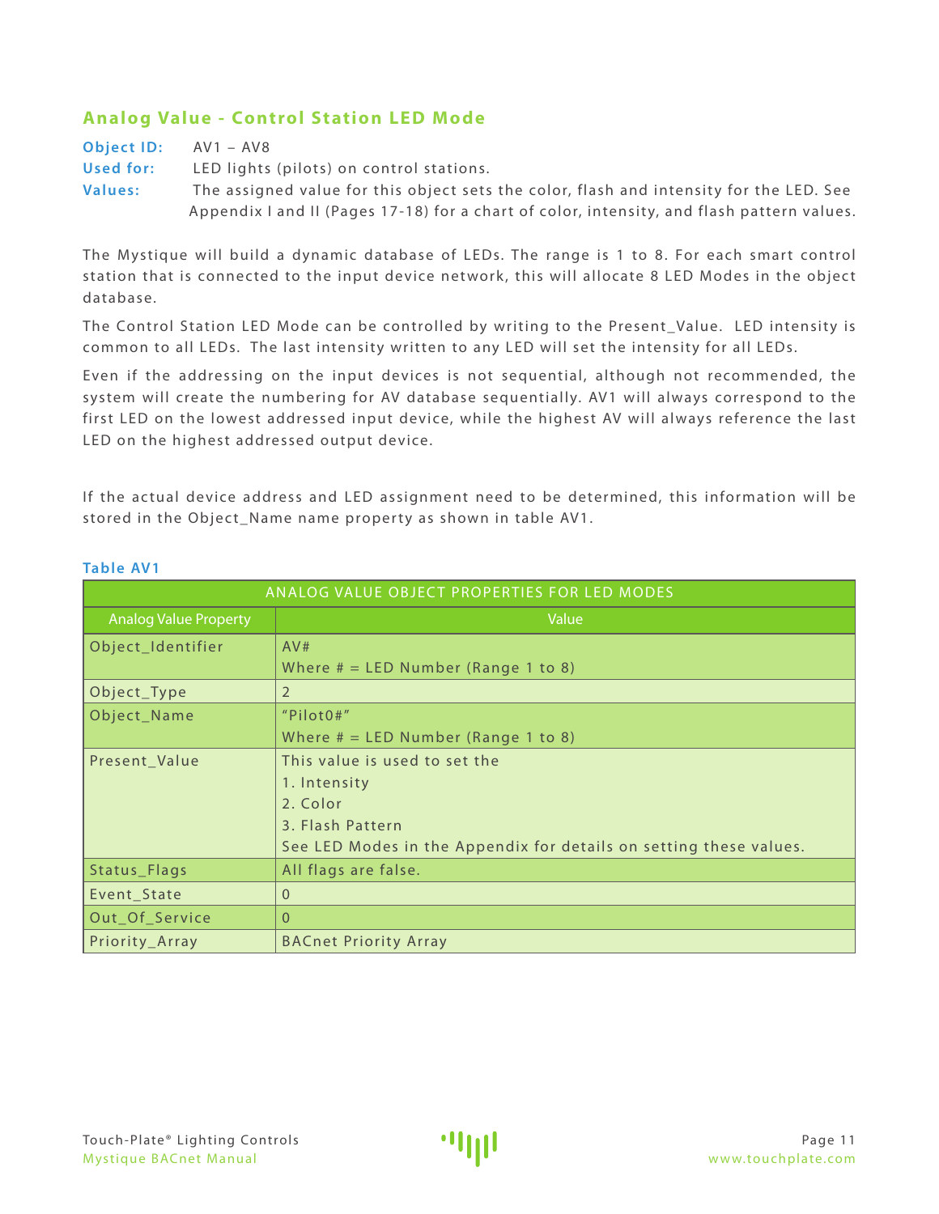## Analog Value - Control Station LED Mode

**Object ID:** AV1 – AV8
**Used for:** LED lights (pilots) on control stations.
**Values:** The assigned value for this object sets the color, flash and intensity for the LED. See Appendix I and II (Pages 17-18) for a chart of color, intensity, and flash pattern values.

The Mystique will build a dynamic database of LEDs. The range is 1 to 8. For each smart control station that is connected to the input device network, this will allocate 8 LED Modes in the object database.

The Control Station LED Mode can be controlled by writing to the Present_Value. LED intensity is common to all LEDs. The last intensity written to any LED will set the intensity for all LEDs.

Even if the addressing on the input devices is not sequential, although not recommended, the system will create the numbering for AV database sequentially. AV1 will always correspond to the first LED on the lowest addressed input device, while the highest AV will always reference the last LED on the highest addressed output device.

If the actual device address and LED assignment need to be determined, this information will be stored in the Object_Name name property as shown in table AV1.

**Table AV1**

| ANALOG VALUE OBJECT PROPERTIES FOR LED MODES | |
|---|---|
| Analog Value Property | Value |
| Object_Identifier | AV#<br>Where # = LED Number (Range 1 to 8) |
| Object_Type | 2 |
| Object_Name | "Pilot0#"<br>Where # = LED Number (Range 1 to 8) |
| Present_Value | This value is used to set the<br>1. Intensity<br>2. Color<br>3. Flash Pattern<br>See LED Modes in the Appendix for details on setting these values. |
| Status_Flags | All flags are false. |
| Event_State | 0 |
| Out_Of_Service | 0 |
| Priority_Array | BACnet Priority Array |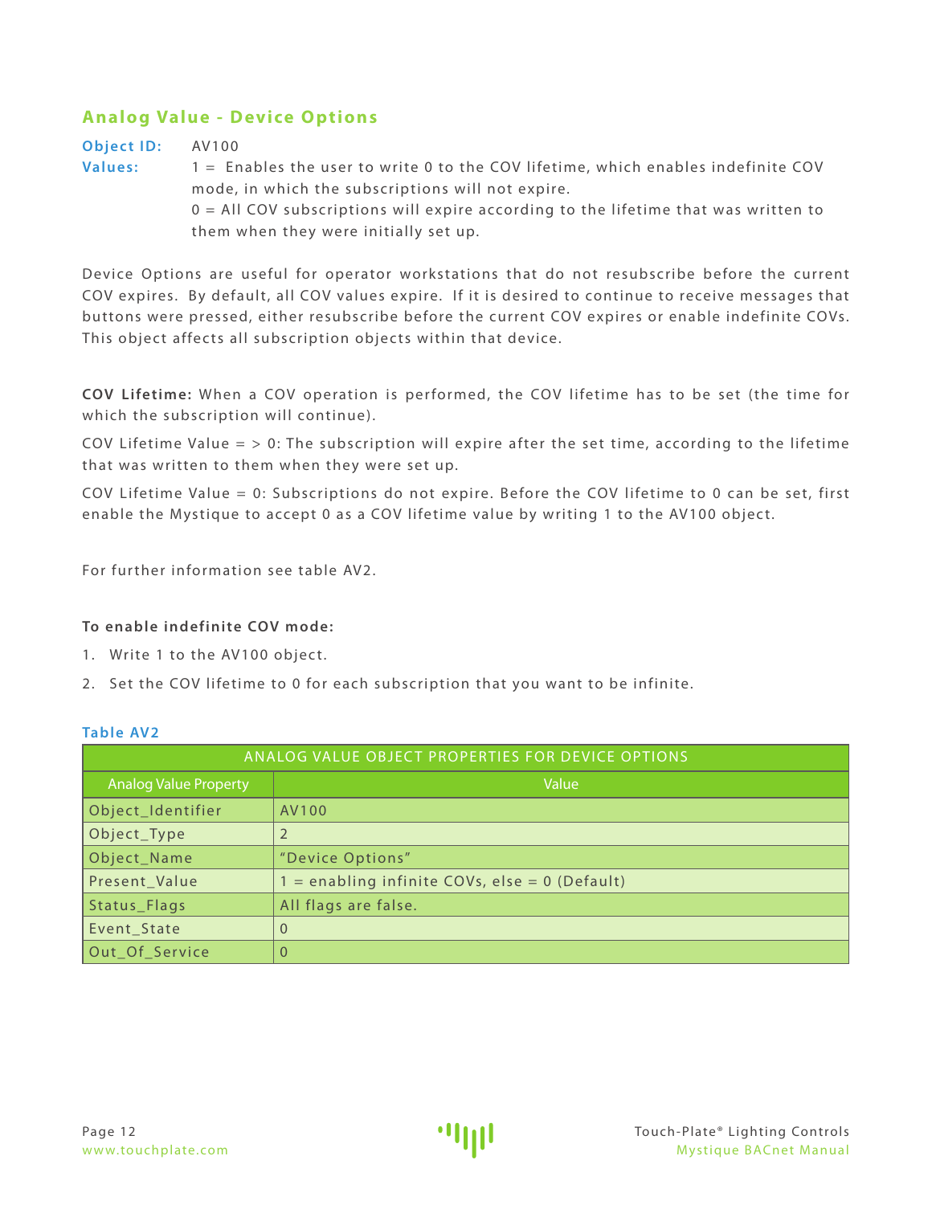## Analog Value - Device Options

**Object ID:** AV100

**Values:** 1 = Enables the user to write 0 to the COV lifetime, which enables indefinite COV mode, in which the subscriptions will not expire.
0 = All COV subscriptions will expire according to the lifetime that was written to them when they were initially set up.

Device Options are useful for operator workstations that do not resubscribe before the current COV expires. By default, all COV values expire. If it is desired to continue to receive messages that buttons were pressed, either resubscribe before the current COV expires or enable indefinite COVs. This object affects all subscription objects within that device.

**COV Lifetime:** When a COV operation is performed, the COV lifetime has to be set (the time for which the subscription will continue).

COV Lifetime Value = > 0: The subscription will expire after the set time, according to the lifetime that was written to them when they were set up.

COV Lifetime Value = 0: Subscriptions do not expire. Before the COV lifetime to 0 can be set, first enable the Mystique to accept 0 as a COV lifetime value by writing 1 to the AV100 object.

For further information see table AV2.

**To enable indefinite COV mode:**

1. Write 1 to the AV100 object.
2. Set the COV lifetime to 0 for each subscription that you want to be infinite.

### Table AV2

| ANALOG VALUE OBJECT PROPERTIES FOR DEVICE OPTIONS | |
|---|---|
| **Analog Value Property** | **Value** |
| Object_Identifier | AV100 |
| Object_Type | 2 |
| Object_Name | "Device Options" |
| Present_Value | 1 = enabling infinite COVs, else = 0 (Default) |
| Status_Flags | All flags are false. |
| Event_State | 0 |
| Out_Of_Service | 0 |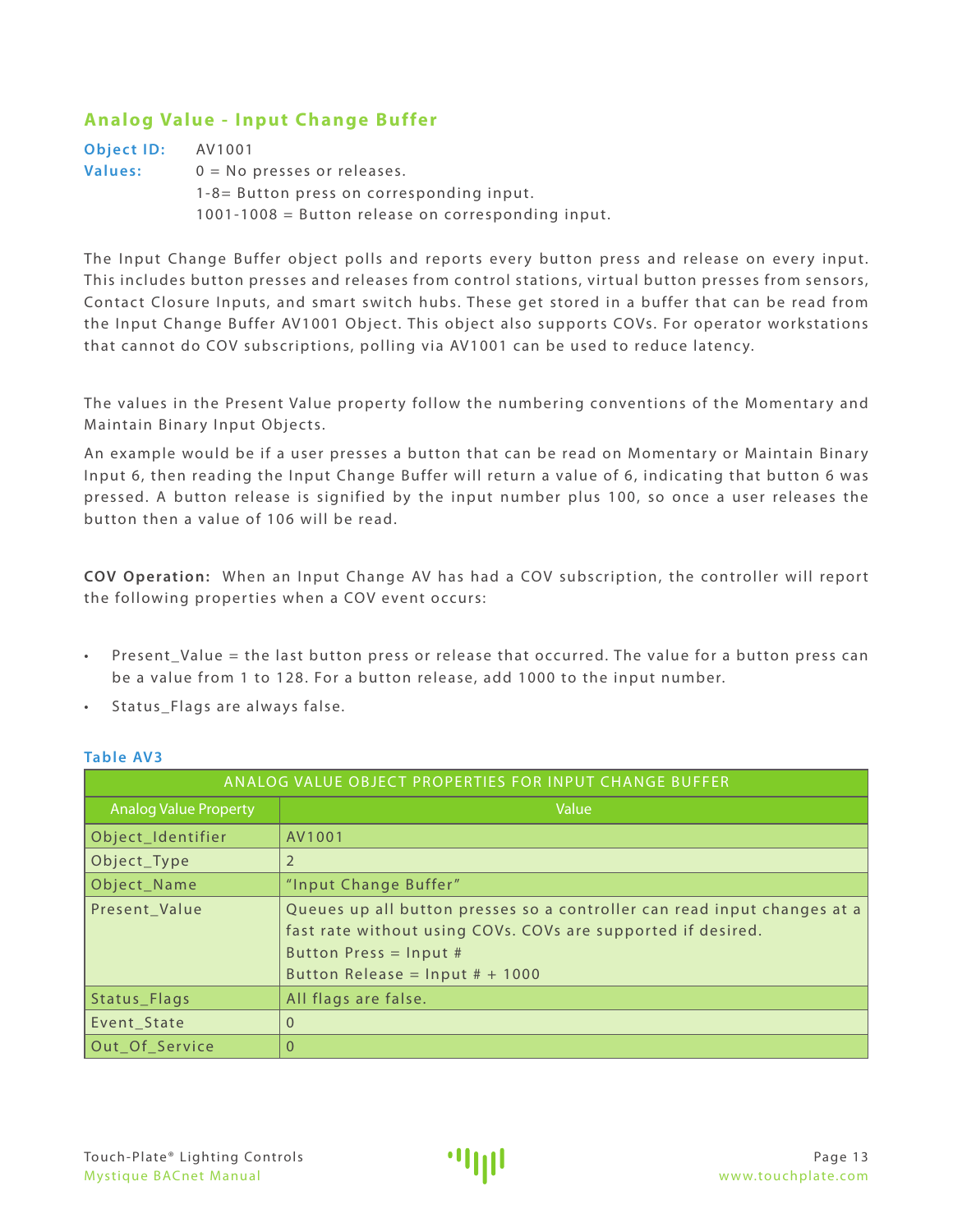## Analog Value - Input Change Buffer

**Object ID:** AV1001

**Values:** 0 = No presses or releases.
1-8= Button press on corresponding input.
1001-1008 = Button release on corresponding input.

The Input Change Buffer object polls and reports every button press and release on every input. This includes button presses and releases from control stations, virtual button presses from sensors, Contact Closure Inputs, and smart switch hubs. These get stored in a buffer that can be read from the Input Change Buffer AV1001 Object. This object also supports COVs. For operator workstations that cannot do COV subscriptions, polling via AV1001 can be used to reduce latency.

The values in the Present Value property follow the numbering conventions of the Momentary and Maintain Binary Input Objects.

An example would be if a user presses a button that can be read on Momentary or Maintain Binary Input 6, then reading the Input Change Buffer will return a value of 6, indicating that button 6 was pressed. A button release is signified by the input number plus 100, so once a user releases the button then a value of 106 will be read.

**COV Operation:** When an Input Change AV has had a COV subscription, the controller will report the following properties when a COV event occurs:

- Present_Value = the last button press or release that occurred. The value for a button press can be a value from 1 to 128. For a button release, add 1000 to the input number.
- Status_Flags are always false.

**Table AV3**

| ANALOG VALUE OBJECT PROPERTIES FOR INPUT CHANGE BUFFER | |
|---|---|
| Analog Value Property | Value |
| Object_Identifier | AV1001 |
| Object_Type | 2 |
| Object_Name | "Input Change Buffer" |
| Present_Value | Queues up all button presses so a controller can read input changes at a fast rate without using COVs. COVs are supported if desired.<br>Button Press = Input #<br>Button Release = Input # + 1000 |
| Status_Flags | All flags are false. |
| Event_State | 0 |
| Out_Of_Service | 0 |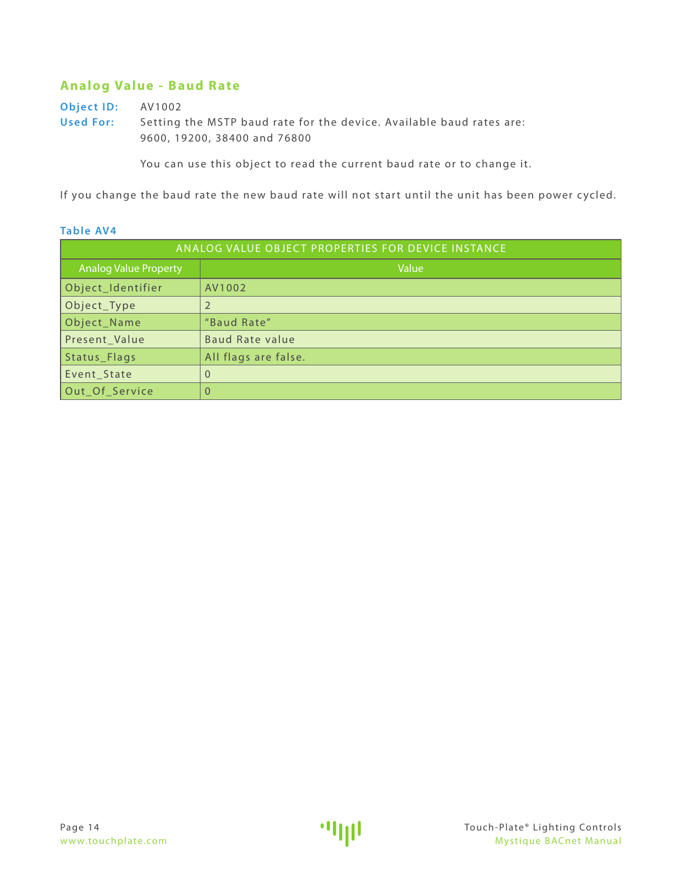## Analog Value - Baud Rate

**Object ID:** AV1002

**Used For:** Setting the MSTP baud rate for the device. Available baud rates are: 9600, 19200, 38400 and 76800

You can use this object to read the current baud rate or to change it.

If you change the baud rate the new baud rate will not start until the unit has been power cycled.

**Table AV4**

| ANALOG VALUE OBJECT PROPERTIES FOR DEVICE INSTANCE | |
|---|---|
| Analog Value Property | Value |
| Object_Identifier | AV1002 |
| Object_Type | 2 |
| Object_Name | "Baud Rate" |
| Present_Value | Baud Rate value |
| Status_Flags | All flags are false. |
| Event_State | 0 |
| Out_Of_Service | 0 |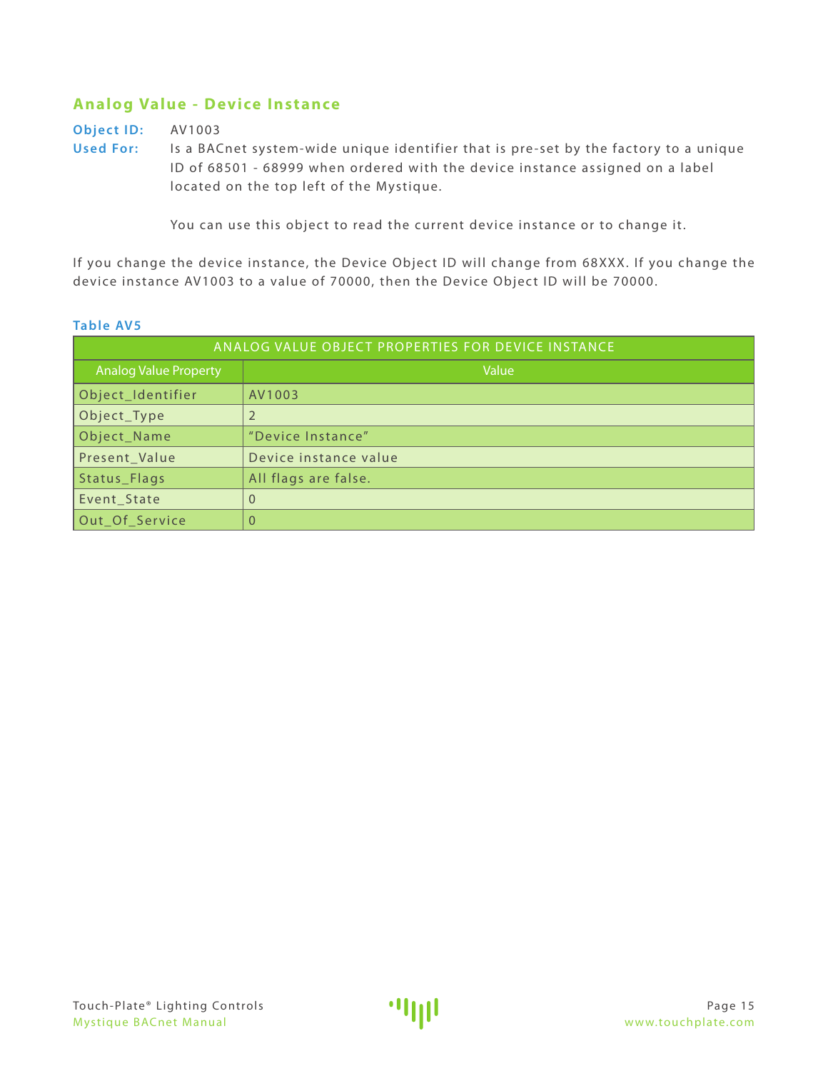## Analog Value - Device Instance

**Object ID:** AV1003

**Used For:** Is a BACnet system-wide unique identifier that is pre-set by the factory to a unique ID of 68501 - 68999 when ordered with the device instance assigned on a label located on the top left of the Mystique.

You can use this object to read the current device instance or to change it.

If you change the device instance, the Device Object ID will change from 68XXX. If you change the device instance AV1003 to a value of 70000, then the Device Object ID will be 70000.

**Table AV5**

| ANALOG VALUE OBJECT PROPERTIES FOR DEVICE INSTANCE | |
|---|---|
| **Analog Value Property** | **Value** |
| Object_Identifier | AV1003 |
| Object_Type | 2 |
| Object_Name | "Device Instance" |
| Present_Value | Device instance value |
| Status_Flags | All flags are false. |
| Event_State | 0 |
| Out_Of_Service | 0 |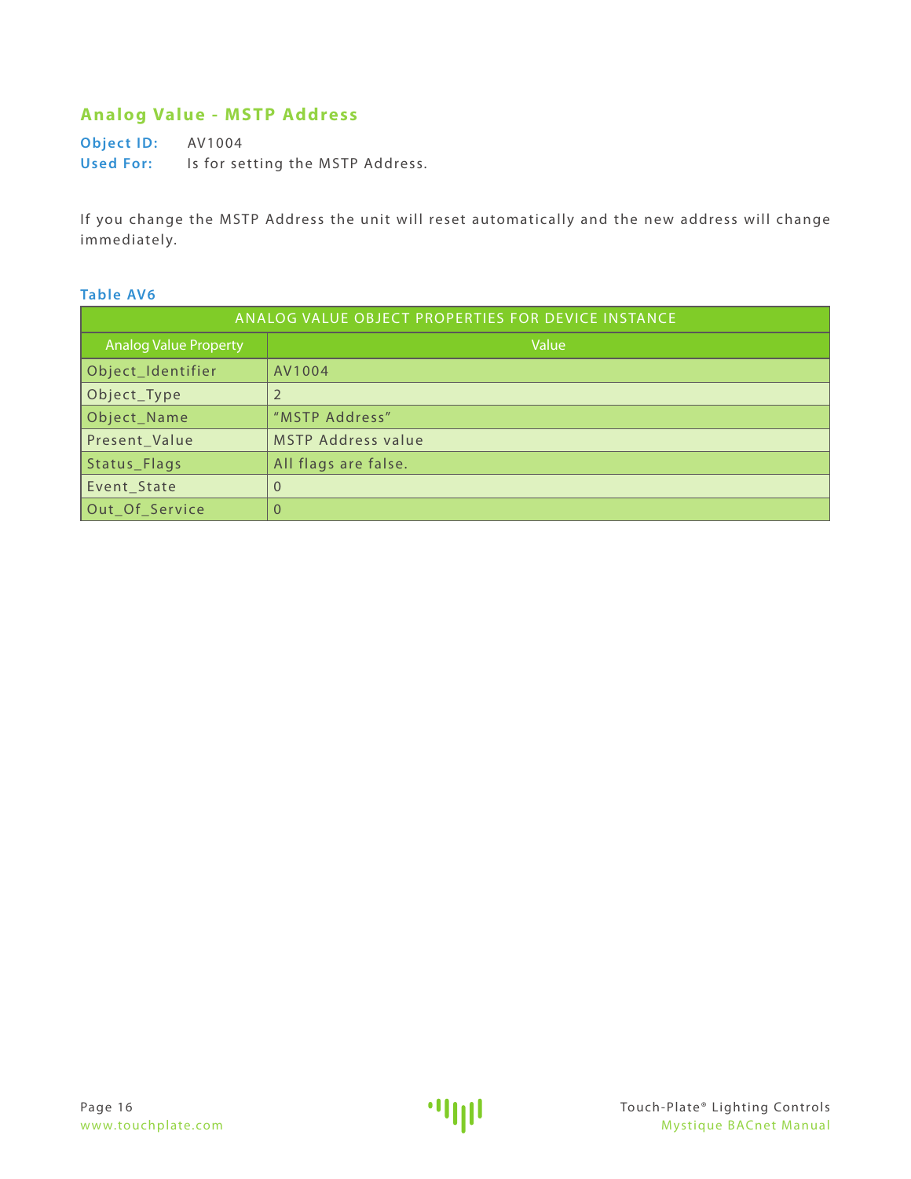## Analog Value - MSTP Address

**Object ID:** AV1004
**Used For:** Is for setting the MSTP Address.

If you change the MSTP Address the unit will reset automatically and the new address will change immediately.

**Table AV6**

| ANALOG VALUE OBJECT PROPERTIES FOR DEVICE INSTANCE | |
|---|---|
| **Analog Value Property** | **Value** |
| Object_Identifier | AV1004 |
| Object_Type | 2 |
| Object_Name | "MSTP Address" |
| Present_Value | MSTP Address value |
| Status_Flags | All flags are false. |
| Event_State | 0 |
| Out_Of_Service | 0 |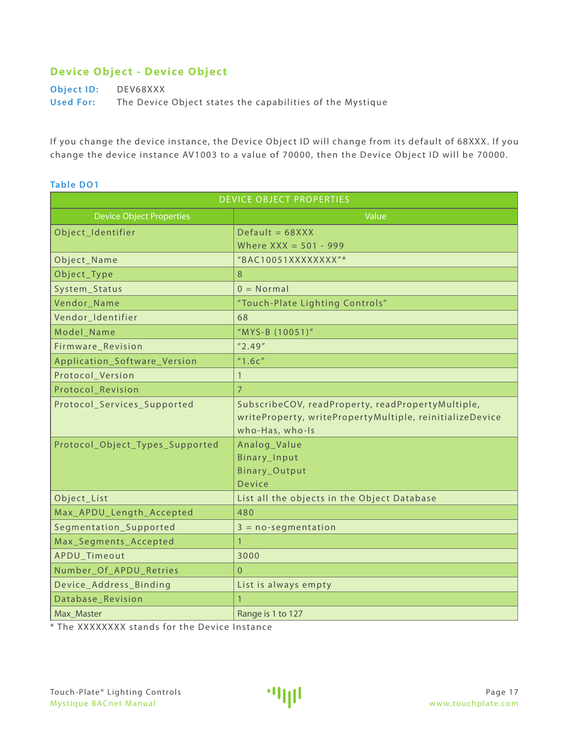## Device Object - Device Object

**Object ID:** DEV68XXX
**Used For:** The Device Object states the capabilities of the Mystique

If you change the device instance, the Device Object ID will change from its default of 68XXX. If you change the device instance AV1003 to a value of 70000, then the Device Object ID will be 70000.

**Table DO1**

| DEVICE OBJECT PROPERTIES | |
|---|---|
| **Device Object Properties** | **Value** |
| Object_Identifier | Default = 68XXX<br>Where XXX = 501 - 999 |
| Object_Name | "BAC10051XXXXXXXX"* |
| Object_Type | 8 |
| System_Status | 0 = Normal |
| Vendor_Name | "Touch-Plate Lighting Controls" |
| Vendor_Identifier | 68 |
| Model_Name | "MYS-B (10051)" |
| Firmware_Revision | "2.49" |
| Application_Software_Version | "1.6c" |
| Protocol_Version | 1 |
| Protocol_Revision | 7 |
| Protocol_Services_Supported | SubscribeCOV, readProperty, readPropertyMultiple, writeProperty, writePropertyMultiple, reinitializeDevice who-Has, who-Is |
| Protocol_Object_Types_Supported | Analog_Value<br>Binary_Input<br>Binary_Output<br>Device |
| Object_List | List all the objects in the Object Database |
| Max_APDU_Length_Accepted | 480 |
| Segmentation_Supported | 3 = no-segmentation |
| Max_Segments_Accepted | 1 |
| APDU_Timeout | 3000 |
| Number_Of_APDU_Retries | 0 |
| Device_Address_Binding | List is always empty |
| Database_Revision | 1 |
| Max_Master | Range is 1 to 127 |

* The XXXXXXXX stands for the Device Instance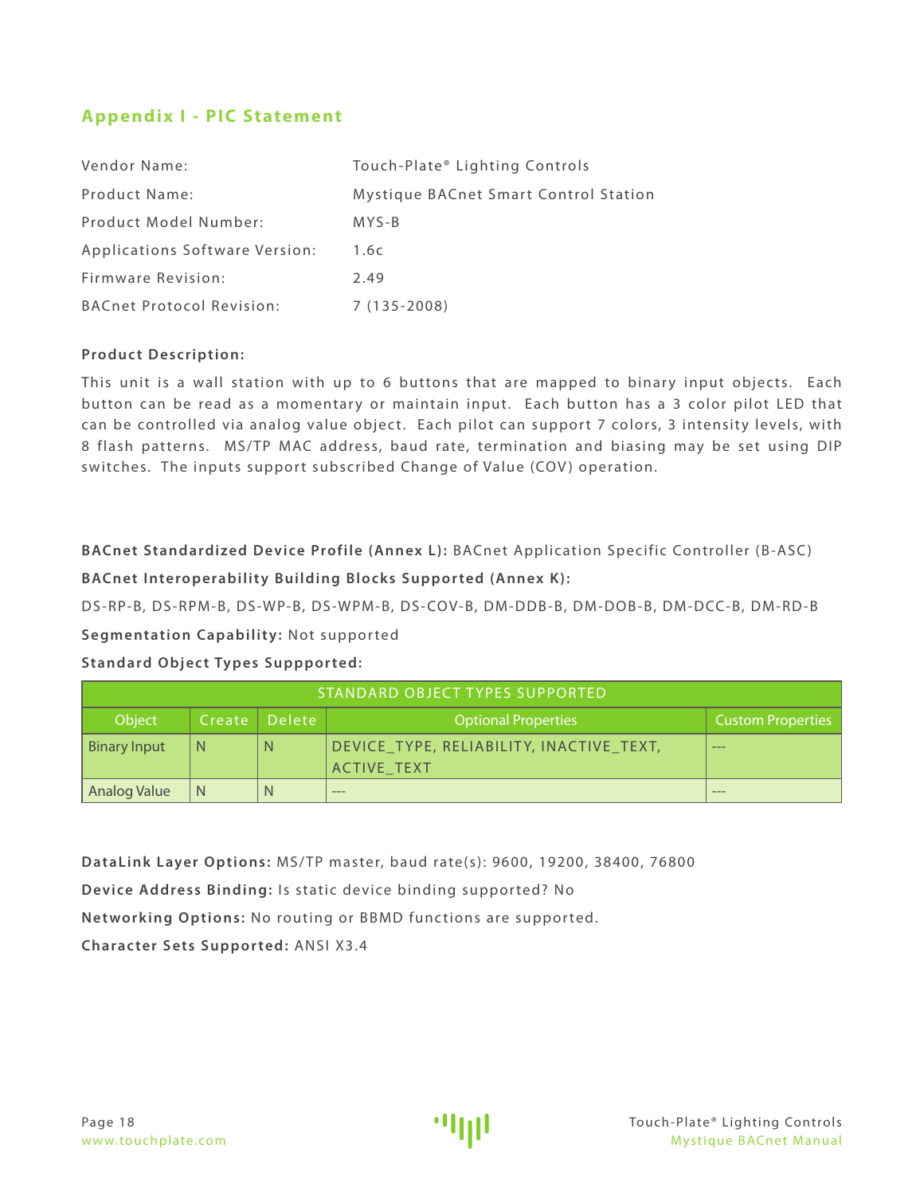## Appendix I - PIC Statement

| | |
|---|---|
| Vendor Name: | Touch-Plate® Lighting Controls |
| Product Name: | Mystique BACnet Smart Control Station |
| Product Model Number: | MYS-B |
| Applications Software Version: | 1.6c |
| Firmware Revision: | 2.49 |
| BACnet Protocol Revision: | 7 (135-2008) |

**Product Description:**

This unit is a wall station with up to 6 buttons that are mapped to binary input objects. Each button can be read as a momentary or maintain input. Each button has a 3 color pilot LED that can be controlled via analog value object. Each pilot can support 7 colors, 3 intensity levels, with 8 flash patterns. MS/TP MAC address, baud rate, termination and biasing may be set using DIP switches. The inputs support subscribed Change of Value (COV) operation.

**BACnet Standardized Device Profile (Annex L):** BACnet Application Specific Controller (B-ASC)

**BACnet Interoperability Building Blocks Supported (Annex K):**

DS-RP-B, DS-RPM-B, DS-WP-B, DS-WPM-B, DS-COV-B, DM-DDB-B, DM-DOB-B, DM-DCC-B, DM-RD-B

**Segmentation Capability:** Not supported

**Standard Object Types Suppported:**

| STANDARD OBJECT TYPES SUPPORTED | | | | |
|---|---|---|---|---|
| Object | Create | Delete | Optional Properties | Custom Properties |
| Binary Input | N | N | DEVICE_TYPE, RELIABILITY, INACTIVE_TEXT, ACTIVE_TEXT | --- |
| Analog Value | N | N | --- | --- |

**DataLink Layer Options:** MS/TP master, baud rate(s): 9600, 19200, 38400, 76800

**Device Address Binding:** Is static device binding supported? No

**Networking Options:** No routing or BBMD functions are supported.

**Character Sets Supported:** ANSI X3.4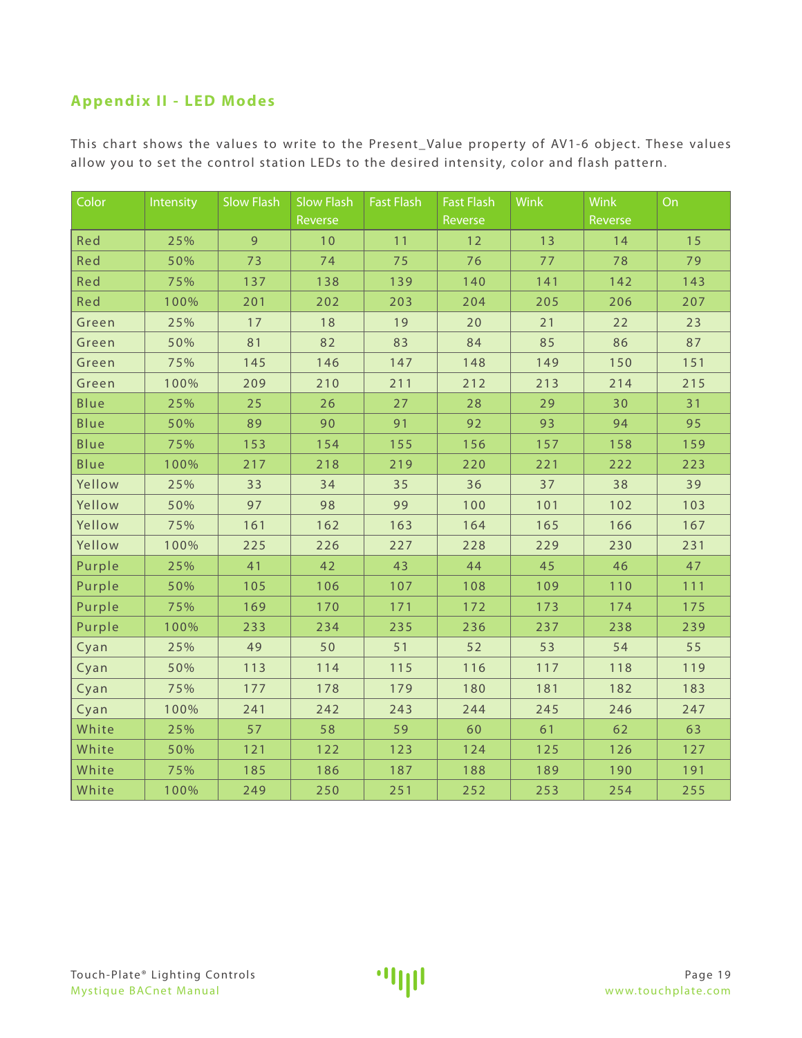## Appendix II - LED Modes

This chart shows the values to write to the Present_Value property of AV1-6 object. These values allow you to set the control station LEDs to the desired intensity, color and flash pattern.

| Color | Intensity | Slow Flash | Slow Flash Reverse | Fast Flash | Fast Flash Reverse | Wink | Wink Reverse | On |
|---|---|---|---|---|---|---|---|---|
| Red | 25% | 9 | 10 | 11 | 12 | 13 | 14 | 15 |
| Red | 50% | 73 | 74 | 75 | 76 | 77 | 78 | 79 |
| Red | 75% | 137 | 138 | 139 | 140 | 141 | 142 | 143 |
| Red | 100% | 201 | 202 | 203 | 204 | 205 | 206 | 207 |
| Green | 25% | 17 | 18 | 19 | 20 | 21 | 22 | 23 |
| Green | 50% | 81 | 82 | 83 | 84 | 85 | 86 | 87 |
| Green | 75% | 145 | 146 | 147 | 148 | 149 | 150 | 151 |
| Green | 100% | 209 | 210 | 211 | 212 | 213 | 214 | 215 |
| Blue | 25% | 25 | 26 | 27 | 28 | 29 | 30 | 31 |
| Blue | 50% | 89 | 90 | 91 | 92 | 93 | 94 | 95 |
| Blue | 75% | 153 | 154 | 155 | 156 | 157 | 158 | 159 |
| Blue | 100% | 217 | 218 | 219 | 220 | 221 | 222 | 223 |
| Yellow | 25% | 33 | 34 | 35 | 36 | 37 | 38 | 39 |
| Yellow | 50% | 97 | 98 | 99 | 100 | 101 | 102 | 103 |
| Yellow | 75% | 161 | 162 | 163 | 164 | 165 | 166 | 167 |
| Yellow | 100% | 225 | 226 | 227 | 228 | 229 | 230 | 231 |
| Purple | 25% | 41 | 42 | 43 | 44 | 45 | 46 | 47 |
| Purple | 50% | 105 | 106 | 107 | 108 | 109 | 110 | 111 |
| Purple | 75% | 169 | 170 | 171 | 172 | 173 | 174 | 175 |
| Purple | 100% | 233 | 234 | 235 | 236 | 237 | 238 | 239 |
| Cyan | 25% | 49 | 50 | 51 | 52 | 53 | 54 | 55 |
| Cyan | 50% | 113 | 114 | 115 | 116 | 117 | 118 | 119 |
| Cyan | 75% | 177 | 178 | 179 | 180 | 181 | 182 | 183 |
| Cyan | 100% | 241 | 242 | 243 | 244 | 245 | 246 | 247 |
| White | 25% | 57 | 58 | 59 | 60 | 61 | 62 | 63 |
| White | 50% | 121 | 122 | 123 | 124 | 125 | 126 | 127 |
| White | 75% | 185 | 186 | 187 | 188 | 189 | 190 | 191 |
| White | 100% | 249 | 250 | 251 | 252 | 253 | 254 | 255 |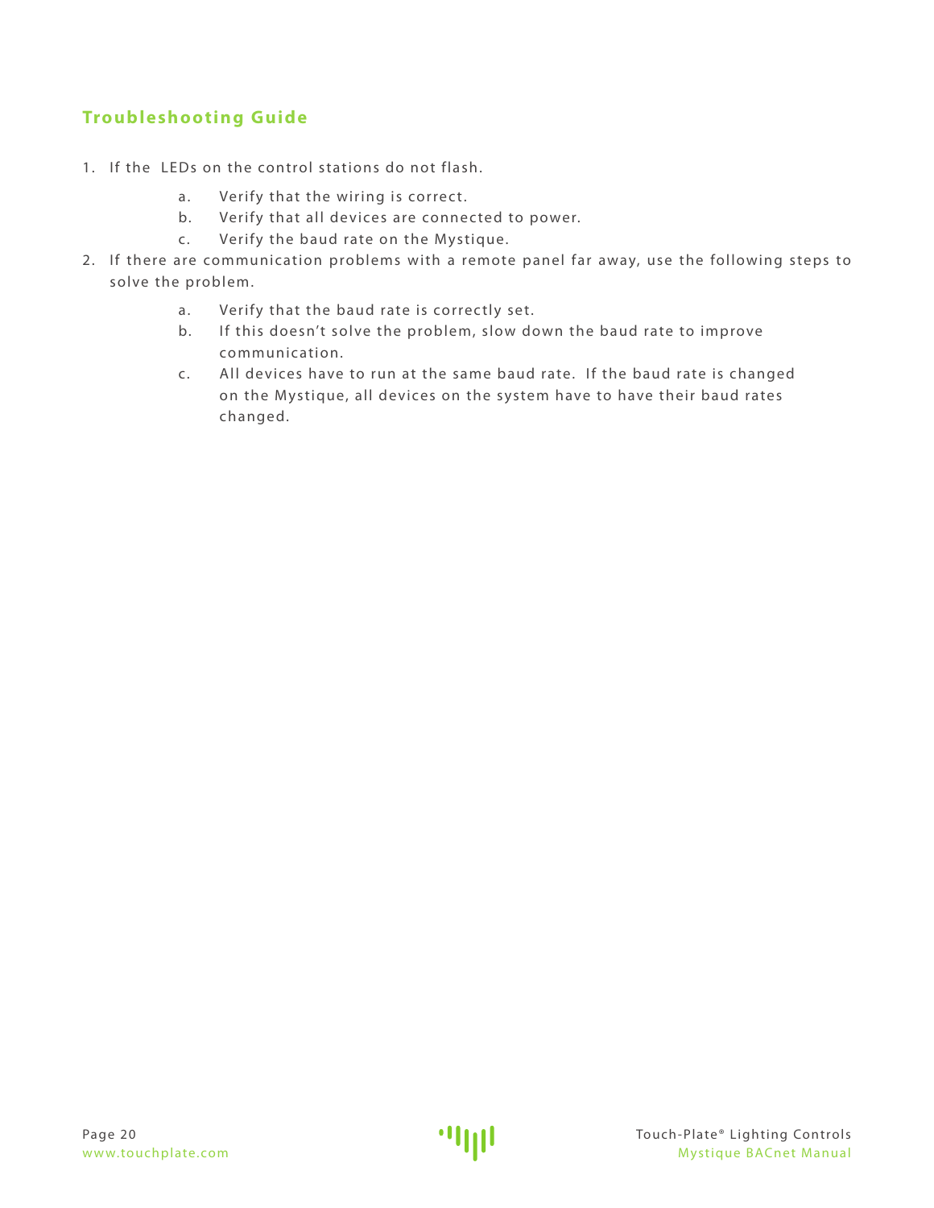## Troubleshooting Guide

1. If the LEDs on the control stations do not flash.
    a. Verify that the wiring is correct.
    b. Verify that all devices are connected to power.
    c. Verify the baud rate on the Mystique.
2. If there are communication problems with a remote panel far away, use the following steps to solve the problem.
    a. Verify that the baud rate is correctly set.
    b. If this doesn't solve the problem, slow down the baud rate to improve communication.
    c. All devices have to run at the same baud rate. If the baud rate is changed on the Mystique, all devices on the system have to have their baud rates changed.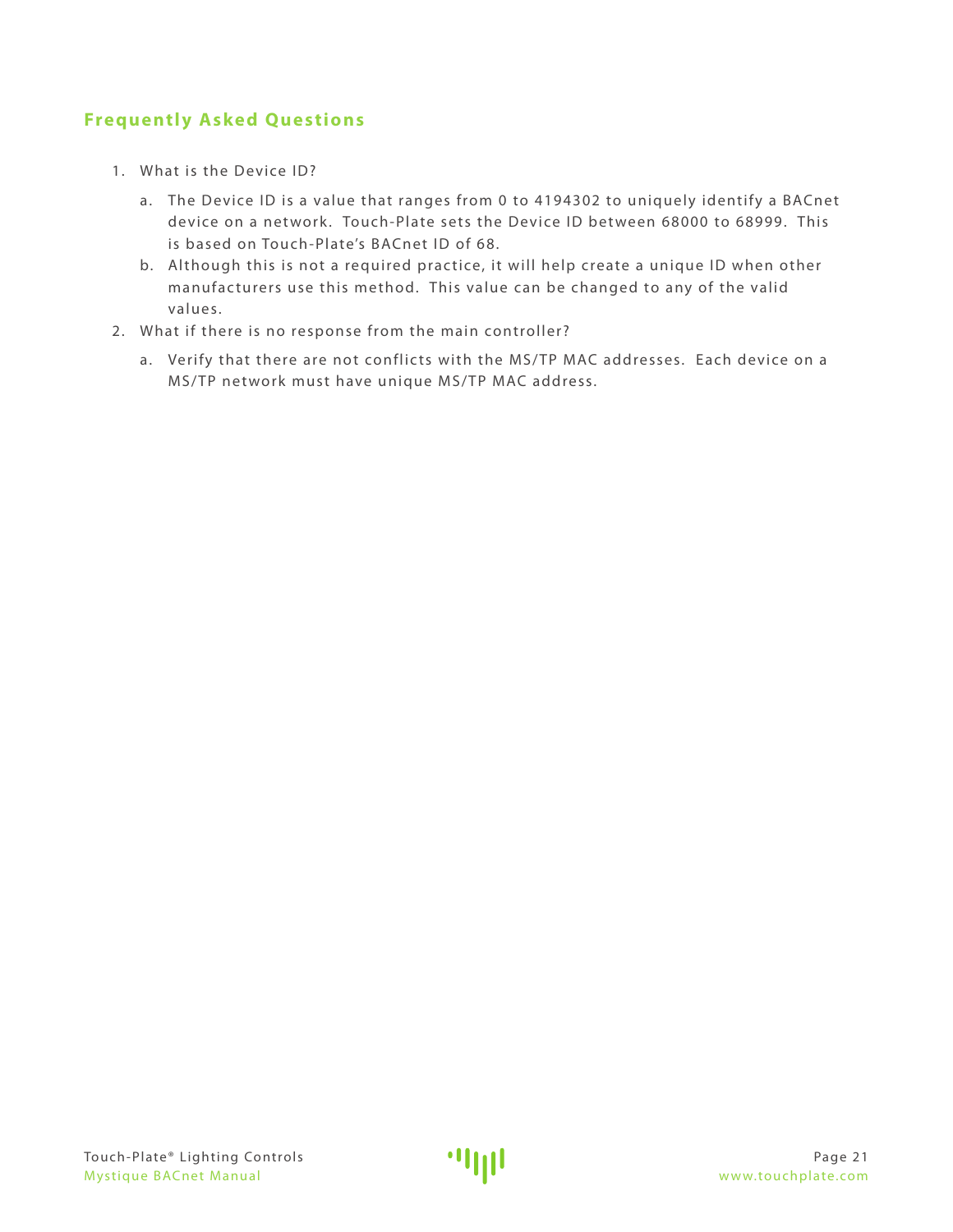## Frequently Asked Questions

1. What is the Device ID?
   a. The Device ID is a value that ranges from 0 to 4194302 to uniquely identify a BACnet device on a network. Touch-Plate sets the Device ID between 68000 to 68999. This is based on Touch-Plate's BACnet ID of 68.
   b. Although this is not a required practice, it will help create a unique ID when other manufacturers use this method. This value can be changed to any of the valid values.
2. What if there is no response from the main controller?
   a. Verify that there are not conflicts with the MS/TP MAC addresses. Each device on a MS/TP network must have unique MS/TP MAC address.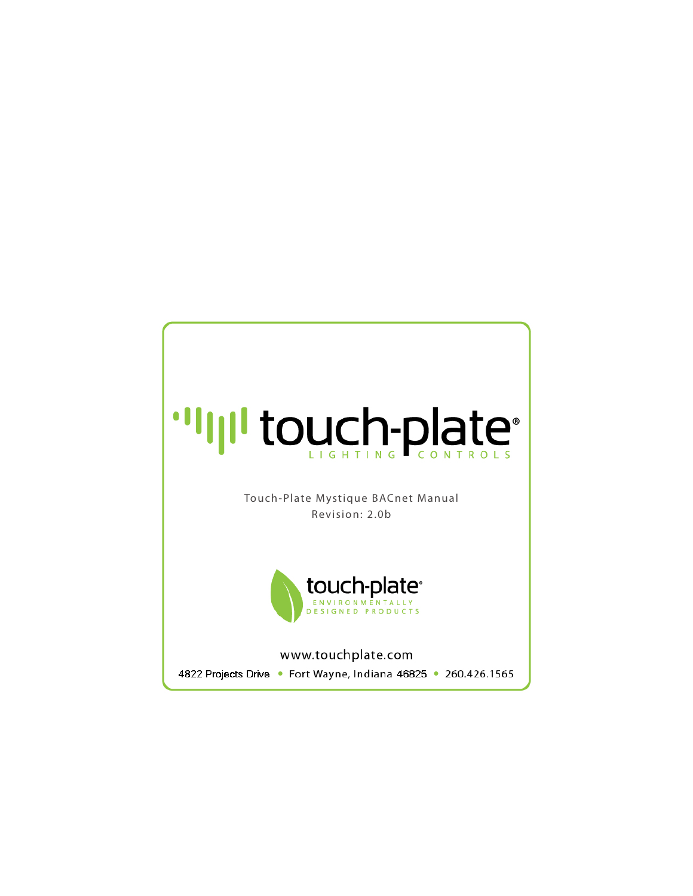touch-plate

LIGHTING CONTROLS

Touch-Plate Mystique BACnet Manual

Revision: 2.0b

touch-plate

ENVIRONMENTALLY DESIGNED PRODUCTS

www.touchplate.com

4822 Projects Drive • Fort Wayne, Indiana 46825 • 260.426.1565